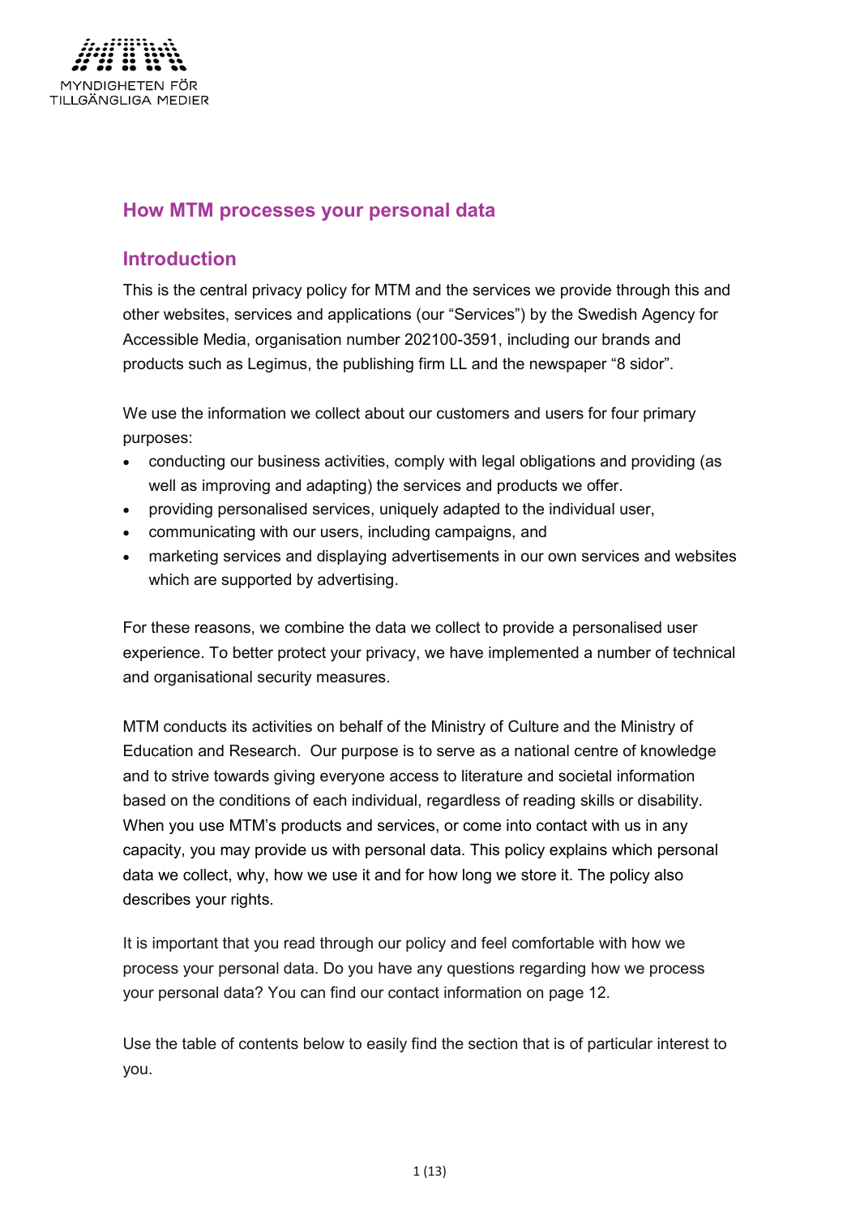MYNDIGHETEN FÖR
TILLGÄNGLIGA MEDIER

# How MTM processes your personal data

## Introduction

This is the central privacy policy for MTM and the services we provide through this and other websites, services and applications (our "Services") by the Swedish Agency for Accessible Media, organisation number 202100-3591, including our brands and products such as Legimus, the publishing firm LL and the newspaper "8 sidor".

We use the information we collect about our customers and users for four primary purposes:

- conducting our business activities, comply with legal obligations and providing (as well as improving and adapting) the services and products we offer.
- providing personalised services, uniquely adapted to the individual user,
- communicating with our users, including campaigns, and
- marketing services and displaying advertisements in our own services and websites which are supported by advertising.

For these reasons, we combine the data we collect to provide a personalised user experience. To better protect your privacy, we have implemented a number of technical and organisational security measures.

MTM conducts its activities on behalf of the Ministry of Culture and the Ministry of Education and Research. Our purpose is to serve as a national centre of knowledge and to strive towards giving everyone access to literature and societal information based on the conditions of each individual, regardless of reading skills or disability. When you use MTM's products and services, or come into contact with us in any capacity, you may provide us with personal data. This policy explains which personal data we collect, why, how we use it and for how long we store it. The policy also describes your rights.

It is important that you read through our policy and feel comfortable with how we process your personal data. Do you have any questions regarding how we process your personal data? You can find our contact information on page 12.

Use the table of contents below to easily find the section that is of particular interest to you.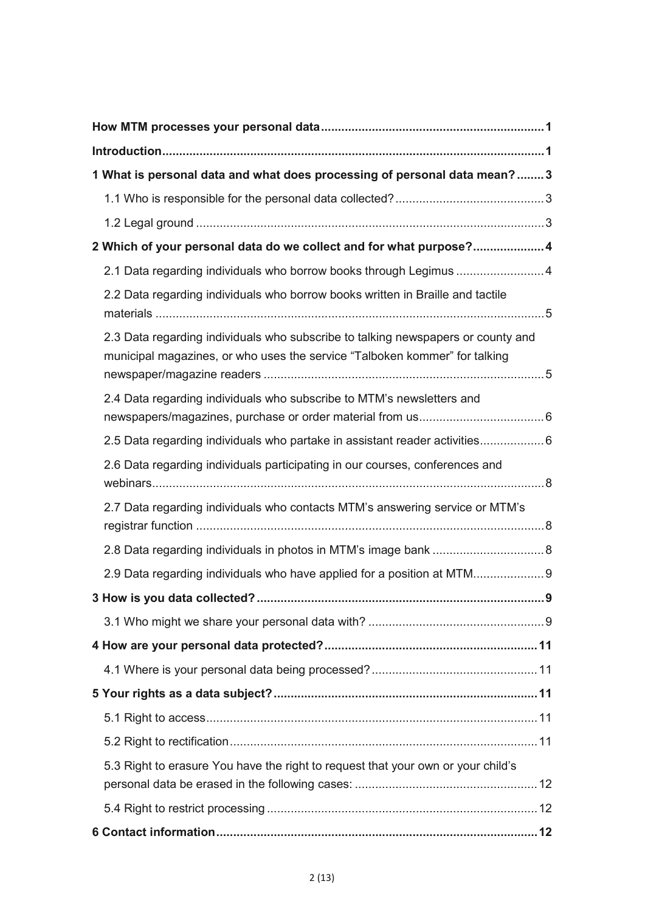| | |
|---|---|
| **How MTM processes your personal data** | **1** |
| **Introduction** | **1** |
| **1 What is personal data and what does processing of personal data mean?** | **3** |
| 1.1 Who is responsible for the personal data collected? | 3 |
| 1.2 Legal ground | 3 |
| **2 Which of your personal data do we collect and for what purpose?** | **4** |
| 2.1 Data regarding individuals who borrow books through Legimus | 4 |
| 2.2 Data regarding individuals who borrow books written in Braille and tactile materials | 5 |
| 2.3 Data regarding individuals who subscribe to talking newspapers or county and municipal magazines, or who uses the service "Talboken kommer" for talking newspaper/magazine readers | 5 |
| 2.4 Data regarding individuals who subscribe to MTM's newsletters and newspapers/magazines, purchase or order material from us | 6 |
| 2.5 Data regarding individuals who partake in assistant reader activities | 6 |
| 2.6 Data regarding individuals participating in our courses, conferences and webinars | 8 |
| 2.7 Data regarding individuals who contacts MTM's answering service or MTM's registrar function | 8 |
| 2.8 Data regarding individuals in photos in MTM's image bank | 8 |
| 2.9 Data regarding individuals who have applied for a position at MTM | 9 |
| **3 How is you data collected?** | **9** |
| 3.1 Who might we share your personal data with? | 9 |
| **4 How are your personal data protected?** | **11** |
| 4.1 Where is your personal data being processed? | 11 |
| **5 Your rights as a data subject?** | **11** |
| 5.1 Right to access | 11 |
| 5.2 Right to rectification | 11 |
| 5.3 Right to erasure You have the right to request that your own or your child's personal data be erased in the following cases: | 12 |
| 5.4 Right to restrict processing | 12 |
| **6 Contact information** | **12** |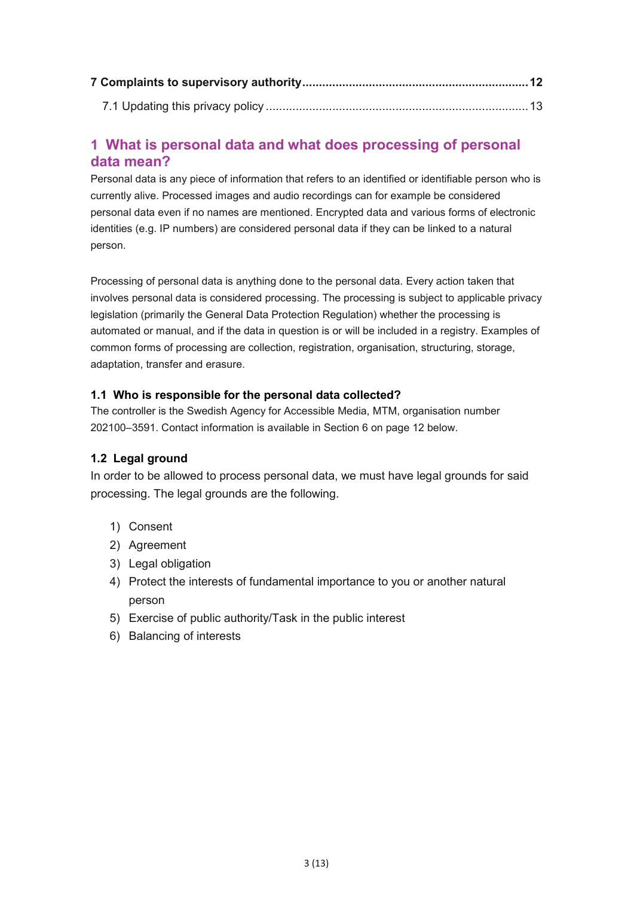| | |
|---|---|
| **7 Complaints to supervisory authority** | **12** |
| 7.1 Updating this privacy policy | 13 |

# 1 What is personal data and what does processing of personal data mean?

Personal data is any piece of information that refers to an identified or identifiable person who is currently alive. Processed images and audio recordings can for example be considered personal data even if no names are mentioned. Encrypted data and various forms of electronic identities (e.g. IP numbers) are considered personal data if they can be linked to a natural person.

Processing of personal data is anything done to the personal data. Every action taken that involves personal data is considered processing. The processing is subject to applicable privacy legislation (primarily the General Data Protection Regulation) whether the processing is automated or manual, and if the data in question is or will be included in a registry. Examples of common forms of processing are collection, registration, organisation, structuring, storage, adaptation, transfer and erasure.

## 1.1 Who is responsible for the personal data collected?

The controller is the Swedish Agency for Accessible Media, MTM, organisation number 202100–3591. Contact information is available in Section 6 on page 12 below.

## 1.2 Legal ground

In order to be allowed to process personal data, we must have legal grounds for said processing. The legal grounds are the following.

1) Consent
2) Agreement
3) Legal obligation
4) Protect the interests of fundamental importance to you or another natural person
5) Exercise of public authority/Task in the public interest
6) Balancing of interests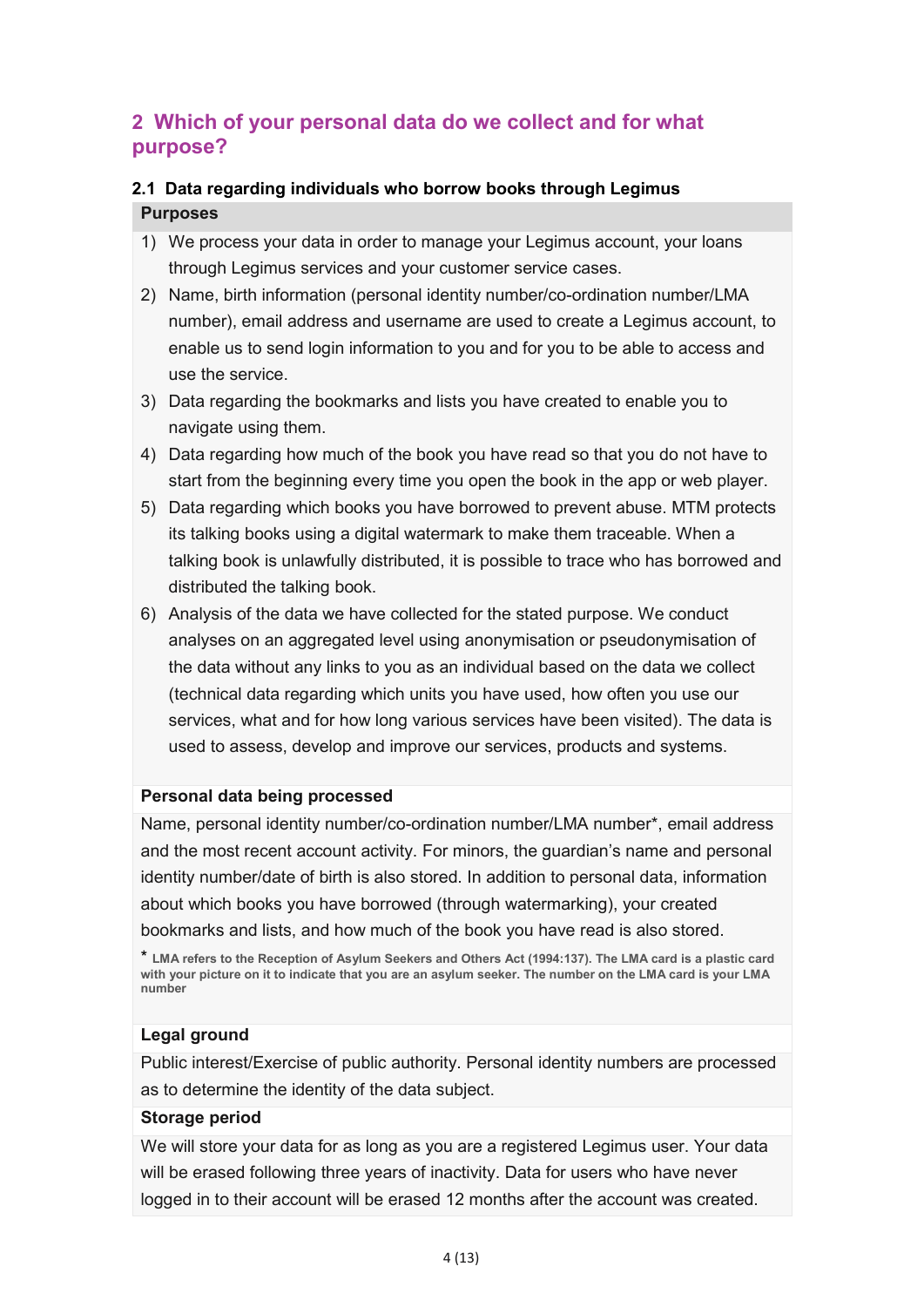## 2 Which of your personal data do we collect and for what purpose?

### 2.1 Data regarding individuals who borrow books through Legimus

**Purposes**

1) We process your data in order to manage your Legimus account, your loans through Legimus services and your customer service cases.
2) Name, birth information (personal identity number/co-ordination number/LMA number), email address and username are used to create a Legimus account, to enable us to send login information to you and for you to be able to access and use the service.
3) Data regarding the bookmarks and lists you have created to enable you to navigate using them.
4) Data regarding how much of the book you have read so that you do not have to start from the beginning every time you open the book in the app or web player.
5) Data regarding which books you have borrowed to prevent abuse. MTM protects its talking books using a digital watermark to make them traceable. When a talking book is unlawfully distributed, it is possible to trace who has borrowed and distributed the talking book.
6) Analysis of the data we have collected for the stated purpose. We conduct analyses on an aggregated level using anonymisation or pseudonymisation of the data without any links to you as an individual based on the data we collect (technical data regarding which units you have used, how often you use our services, what and for how long various services have been visited). The data is used to assess, develop and improve our services, products and systems.

**Personal data being processed**

Name, personal identity number/co-ordination number/LMA number*, email address and the most recent account activity. For minors, the guardian's name and personal identity number/date of birth is also stored. In addition to personal data, information about which books you have borrowed (through watermarking), your created bookmarks and lists, and how much of the book you have read is also stored.

* LMA refers to the Reception of Asylum Seekers and Others Act (1994:137). The LMA card is a plastic card with your picture on it to indicate that you are an asylum seeker. The number on the LMA card is your LMA number

**Legal ground**

Public interest/Exercise of public authority. Personal identity numbers are processed as to determine the identity of the data subject.

**Storage period**

We will store your data for as long as you are a registered Legimus user. Your data will be erased following three years of inactivity. Data for users who have never logged in to their account will be erased 12 months after the account was created.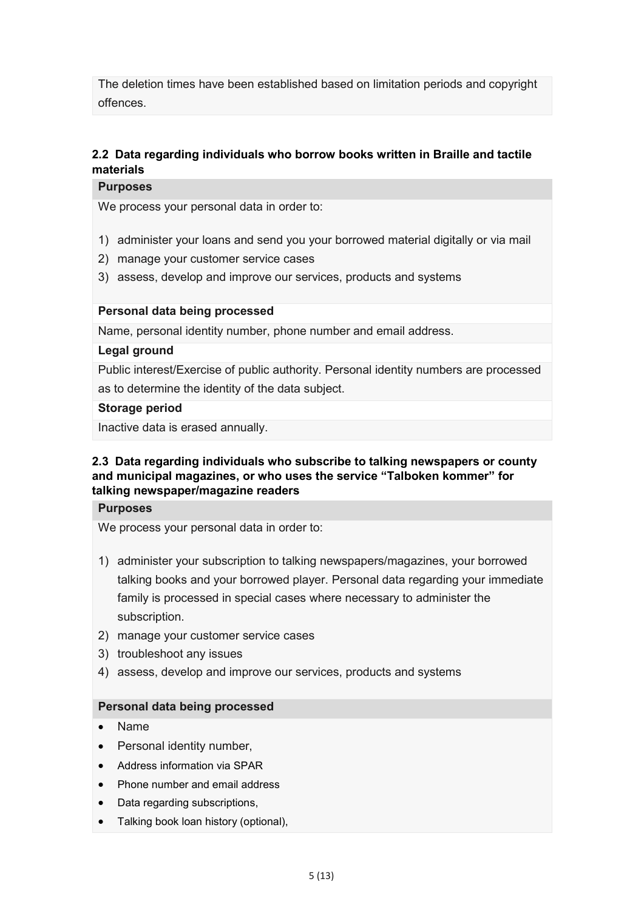The deletion times have been established based on limitation periods and copyright offences.

### 2.2 Data regarding individuals who borrow books written in Braille and tactile materials

**Purposes**

We process your personal data in order to:

1) administer your loans and send you your borrowed material digitally or via mail
2) manage your customer service cases
3) assess, develop and improve our services, products and systems

**Personal data being processed**

Name, personal identity number, phone number and email address.

**Legal ground**

Public interest/Exercise of public authority. Personal identity numbers are processed as to determine the identity of the data subject.

**Storage period**

Inactive data is erased annually.

### 2.3 Data regarding individuals who subscribe to talking newspapers or county and municipal magazines, or who uses the service "Talboken kommer" for talking newspaper/magazine readers

**Purposes**

We process your personal data in order to:

1) administer your subscription to talking newspapers/magazines, your borrowed talking books and your borrowed player. Personal data regarding your immediate family is processed in special cases where necessary to administer the subscription.
2) manage your customer service cases
3) troubleshoot any issues
4) assess, develop and improve our services, products and systems

**Personal data being processed**

- Name
- Personal identity number,
- Address information via SPAR
- Phone number and email address
- Data regarding subscriptions,
- Talking book loan history (optional),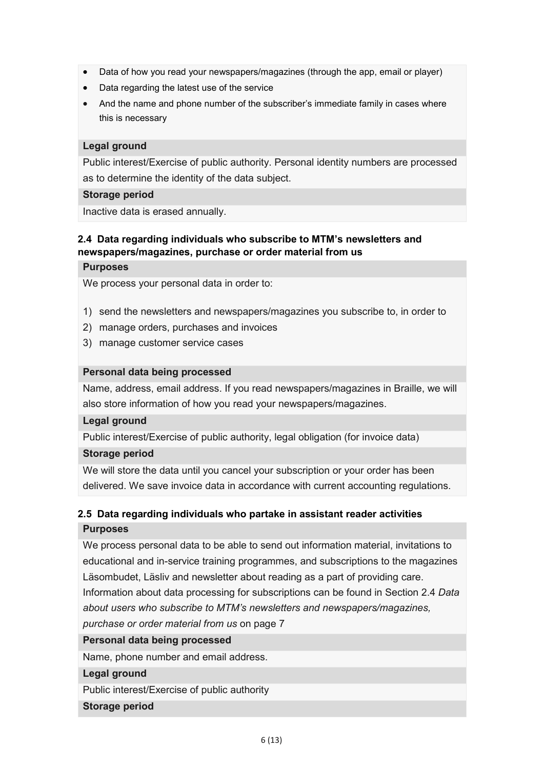- Data of how you read your newspapers/magazines (through the app, email or player)
- Data regarding the latest use of the service
- And the name and phone number of the subscriber's immediate family in cases where this is necessary

**Legal ground**

Public interest/Exercise of public authority. Personal identity numbers are processed as to determine the identity of the data subject.

**Storage period**

Inactive data is erased annually.

### 2.4 Data regarding individuals who subscribe to MTM's newsletters and newspapers/magazines, purchase or order material from us

**Purposes**

We process your personal data in order to:

1) send the newsletters and newspapers/magazines you subscribe to, in order to
2) manage orders, purchases and invoices
3) manage customer service cases

**Personal data being processed**

Name, address, email address. If you read newspapers/magazines in Braille, we will also store information of how you read your newspapers/magazines.

**Legal ground**

Public interest/Exercise of public authority, legal obligation (for invoice data)

**Storage period**

We will store the data until you cancel your subscription or your order has been delivered. We save invoice data in accordance with current accounting regulations.

### 2.5 Data regarding individuals who partake in assistant reader activities

**Purposes**

We process personal data to be able to send out information material, invitations to educational and in-service training programmes, and subscriptions to the magazines Läsombudet, Läsliv and newsletter about reading as a part of providing care. Information about data processing for subscriptions can be found in Section 2.4 *Data about users who subscribe to MTM's newsletters and newspapers/magazines, purchase or order material from us* on page 7

**Personal data being processed**

Name, phone number and email address.

**Legal ground**

Public interest/Exercise of public authority

**Storage period**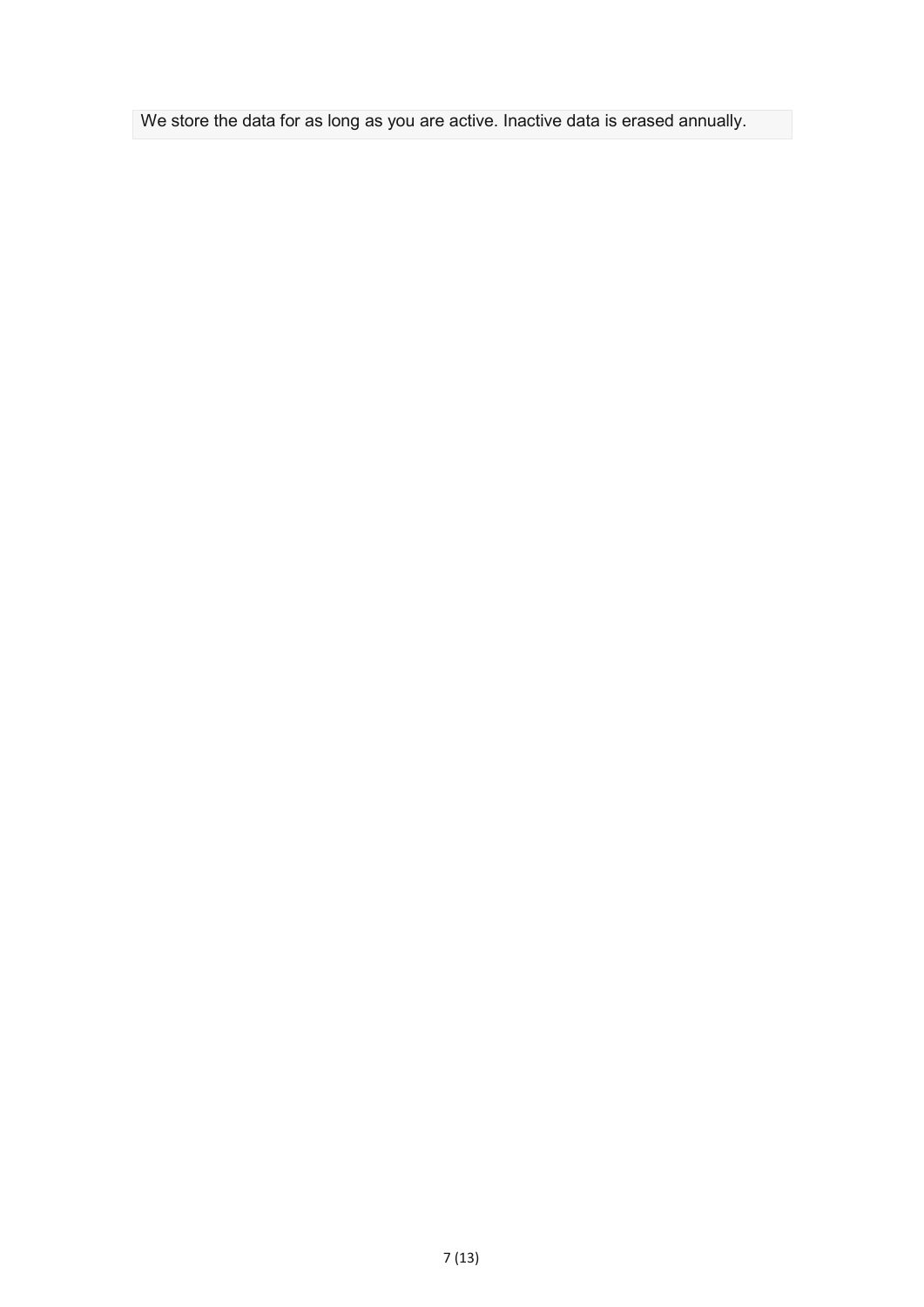We store the data for as long as you are active. Inactive data is erased annually.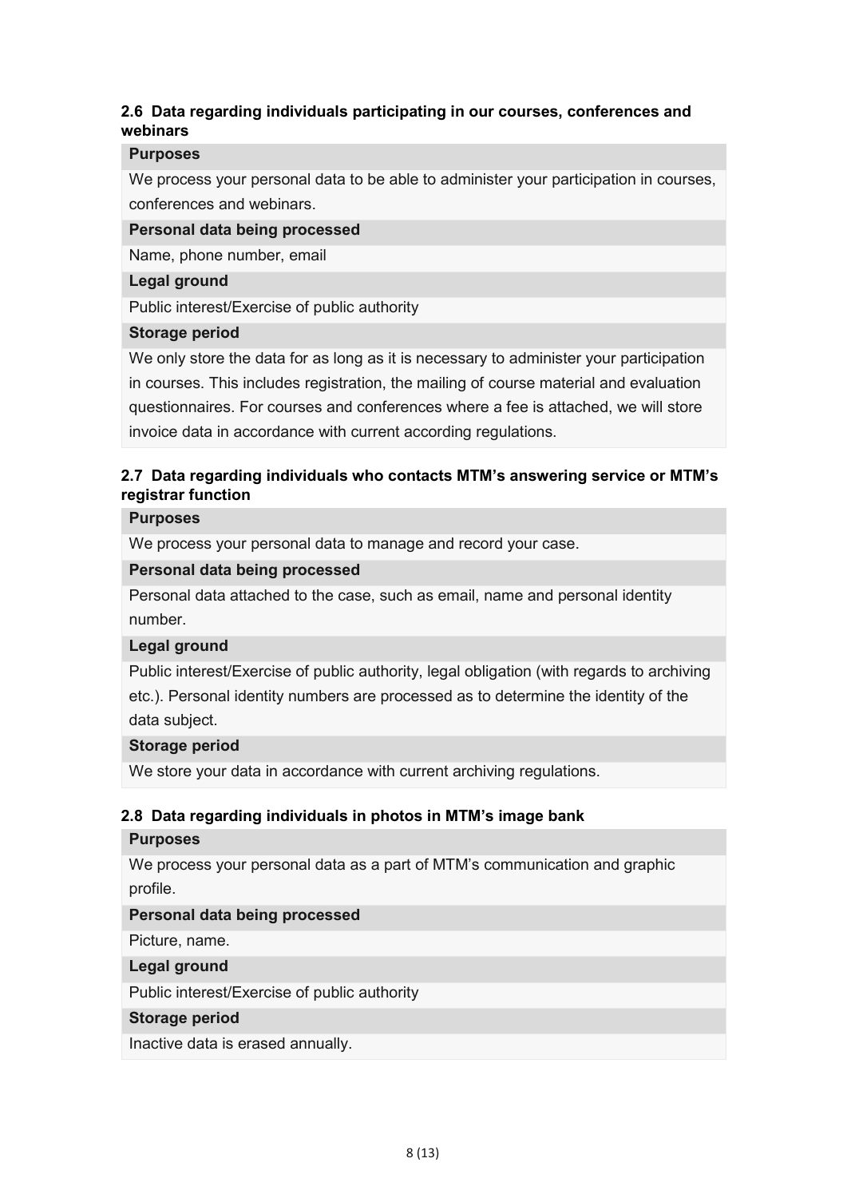### 2.6 Data regarding individuals participating in our courses, conferences and webinars

**Purposes**

We process your personal data to be able to administer your participation in courses, conferences and webinars.

**Personal data being processed**

Name, phone number, email

**Legal ground**

Public interest/Exercise of public authority

**Storage period**

We only store the data for as long as it is necessary to administer your participation in courses. This includes registration, the mailing of course material and evaluation questionnaires. For courses and conferences where a fee is attached, we will store invoice data in accordance with current according regulations.

### 2.7 Data regarding individuals who contacts MTM's answering service or MTM's registrar function

**Purposes**

We process your personal data to manage and record your case.

**Personal data being processed**

Personal data attached to the case, such as email, name and personal identity number.

**Legal ground**

Public interest/Exercise of public authority, legal obligation (with regards to archiving etc.). Personal identity numbers are processed as to determine the identity of the data subject.

**Storage period**

We store your data in accordance with current archiving regulations.

### 2.8 Data regarding individuals in photos in MTM's image bank

**Purposes**

We process your personal data as a part of MTM's communication and graphic profile.

**Personal data being processed**

Picture, name.

**Legal ground**

Public interest/Exercise of public authority

**Storage period**

Inactive data is erased annually.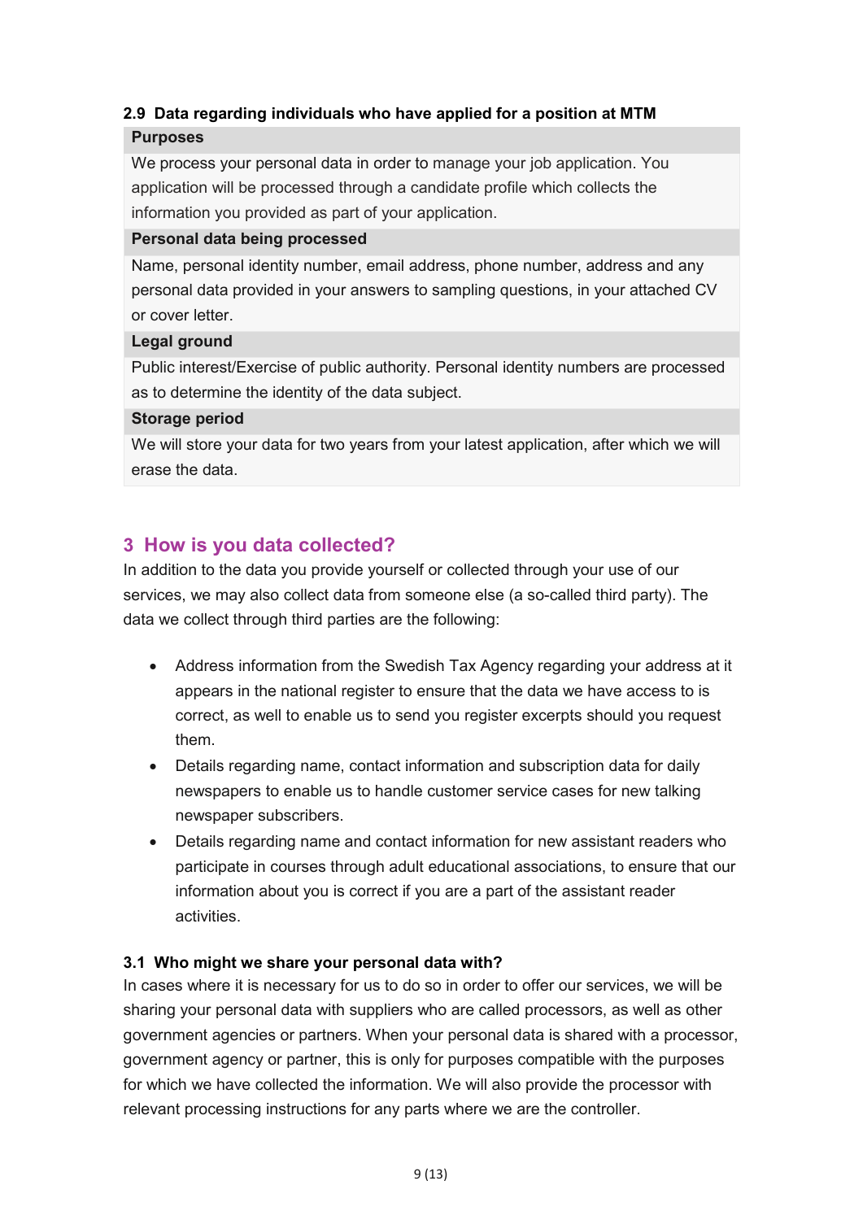### 2.9 Data regarding individuals who have applied for a position at MTM

**Purposes**

We process your personal data in order to manage your job application. You application will be processed through a candidate profile which collects the information you provided as part of your application.

**Personal data being processed**

Name, personal identity number, email address, phone number, address and any personal data provided in your answers to sampling questions, in your attached CV or cover letter.

**Legal ground**

Public interest/Exercise of public authority. Personal identity numbers are processed as to determine the identity of the data subject.

**Storage period**

We will store your data for two years from your latest application, after which we will erase the data.

## 3 How is you data collected?

In addition to the data you provide yourself or collected through your use of our services, we may also collect data from someone else (a so-called third party). The data we collect through third parties are the following:

- Address information from the Swedish Tax Agency regarding your address at it appears in the national register to ensure that the data we have access to is correct, as well to enable us to send you register excerpts should you request them.
- Details regarding name, contact information and subscription data for daily newspapers to enable us to handle customer service cases for new talking newspaper subscribers.
- Details regarding name and contact information for new assistant readers who participate in courses through adult educational associations, to ensure that our information about you is correct if you are a part of the assistant reader activities.

### 3.1 Who might we share your personal data with?

In cases where it is necessary for us to do so in order to offer our services, we will be sharing your personal data with suppliers who are called processors, as well as other government agencies or partners. When your personal data is shared with a processor, government agency or partner, this is only for purposes compatible with the purposes for which we have collected the information. We will also provide the processor with relevant processing instructions for any parts where we are the controller.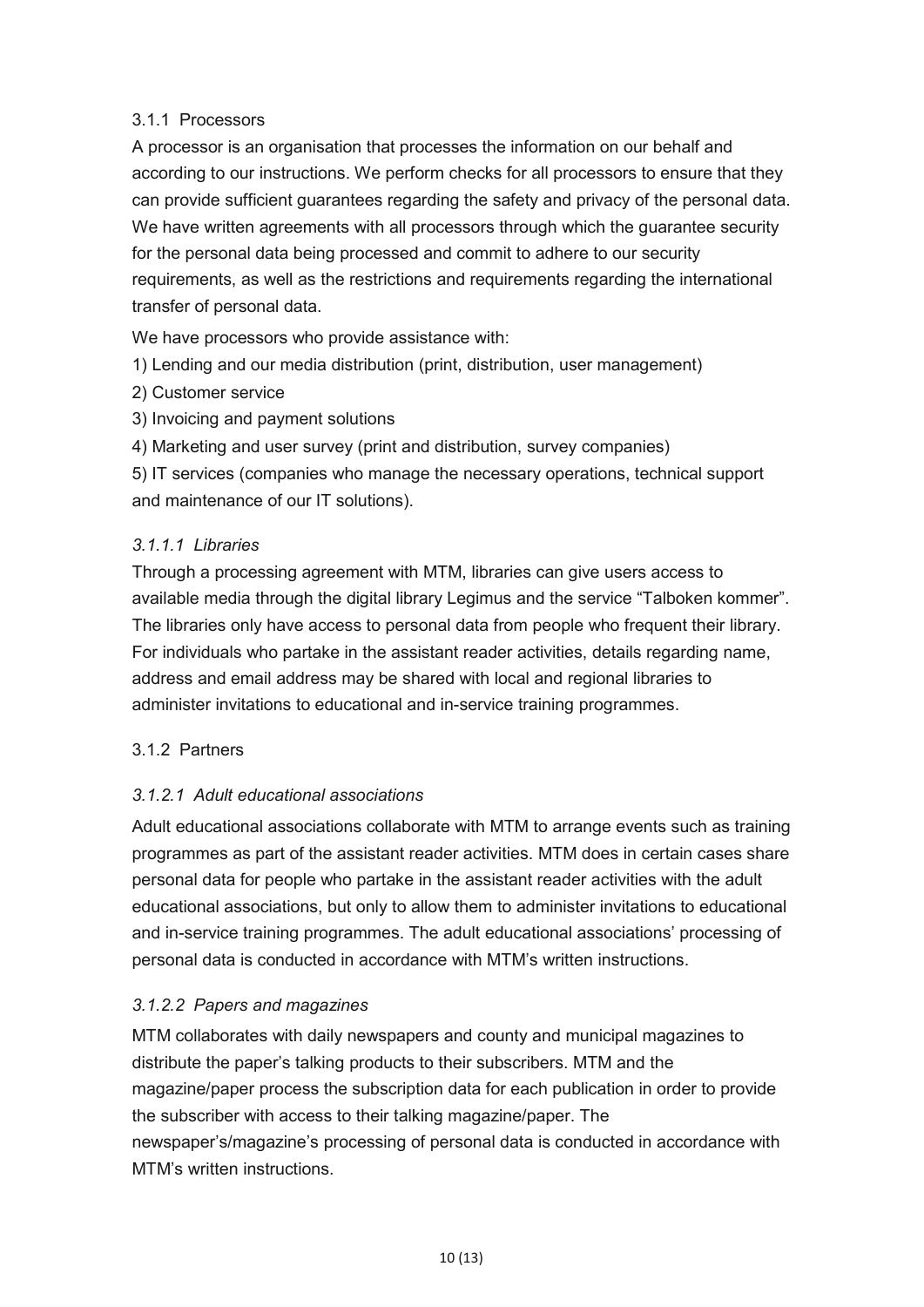### 3.1.1 Processors

A processor is an organisation that processes the information on our behalf and according to our instructions. We perform checks for all processors to ensure that they can provide sufficient guarantees regarding the safety and privacy of the personal data. We have written agreements with all processors through which the guarantee security for the personal data being processed and commit to adhere to our security requirements, as well as the restrictions and requirements regarding the international transfer of personal data.

We have processors who provide assistance with:

1) Lending and our media distribution (print, distribution, user management)
2) Customer service
3) Invoicing and payment solutions
4) Marketing and user survey (print and distribution, survey companies)
5) IT services (companies who manage the necessary operations, technical support and maintenance of our IT solutions).

#### *3.1.1.1 Libraries*

Through a processing agreement with MTM, libraries can give users access to available media through the digital library Legimus and the service "Talboken kommer". The libraries only have access to personal data from people who frequent their library. For individuals who partake in the assistant reader activities, details regarding name, address and email address may be shared with local and regional libraries to administer invitations to educational and in-service training programmes.

### 3.1.2 Partners

#### *3.1.2.1 Adult educational associations*

Adult educational associations collaborate with MTM to arrange events such as training programmes as part of the assistant reader activities. MTM does in certain cases share personal data for people who partake in the assistant reader activities with the adult educational associations, but only to allow them to administer invitations to educational and in-service training programmes. The adult educational associations' processing of personal data is conducted in accordance with MTM's written instructions.

#### *3.1.2.2 Papers and magazines*

MTM collaborates with daily newspapers and county and municipal magazines to distribute the paper's talking products to their subscribers. MTM and the magazine/paper process the subscription data for each publication in order to provide the subscriber with access to their talking magazine/paper. The newspaper's/magazine's processing of personal data is conducted in accordance with MTM's written instructions.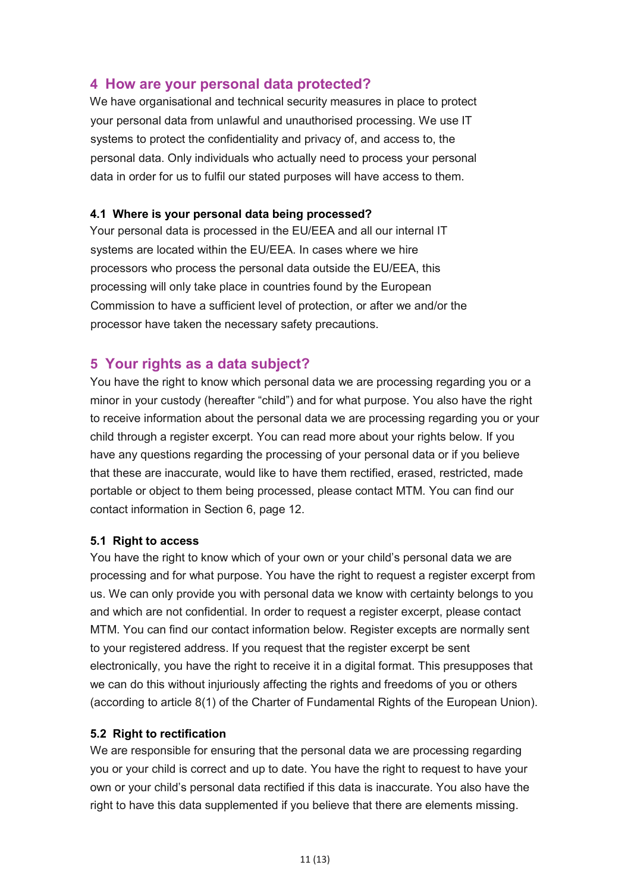## 4 How are your personal data protected?

We have organisational and technical security measures in place to protect your personal data from unlawful and unauthorised processing. We use IT systems to protect the confidentiality and privacy of, and access to, the personal data. Only individuals who actually need to process your personal data in order for us to fulfil our stated purposes will have access to them.

### 4.1 Where is your personal data being processed?

Your personal data is processed in the EU/EEA and all our internal IT systems are located within the EU/EEA. In cases where we hire processors who process the personal data outside the EU/EEA, this processing will only take place in countries found by the European Commission to have a sufficient level of protection, or after we and/or the processor have taken the necessary safety precautions.

## 5 Your rights as a data subject?

You have the right to know which personal data we are processing regarding you or a minor in your custody (hereafter "child") and for what purpose. You also have the right to receive information about the personal data we are processing regarding you or your child through a register excerpt. You can read more about your rights below. If you have any questions regarding the processing of your personal data or if you believe that these are inaccurate, would like to have them rectified, erased, restricted, made portable or object to them being processed, please contact MTM. You can find our contact information in Section 6, page 12.

### 5.1 Right to access

You have the right to know which of your own or your child's personal data we are processing and for what purpose. You have the right to request a register excerpt from us. We can only provide you with personal data we know with certainty belongs to you and which are not confidential. In order to request a register excerpt, please contact MTM. You can find our contact information below. Register excepts are normally sent to your registered address. If you request that the register excerpt be sent electronically, you have the right to receive it in a digital format. This presupposes that we can do this without injuriously affecting the rights and freedoms of you or others (according to article 8(1) of the Charter of Fundamental Rights of the European Union).

### 5.2 Right to rectification

We are responsible for ensuring that the personal data we are processing regarding you or your child is correct and up to date. You have the right to request to have your own or your child's personal data rectified if this data is inaccurate. You also have the right to have this data supplemented if you believe that there are elements missing.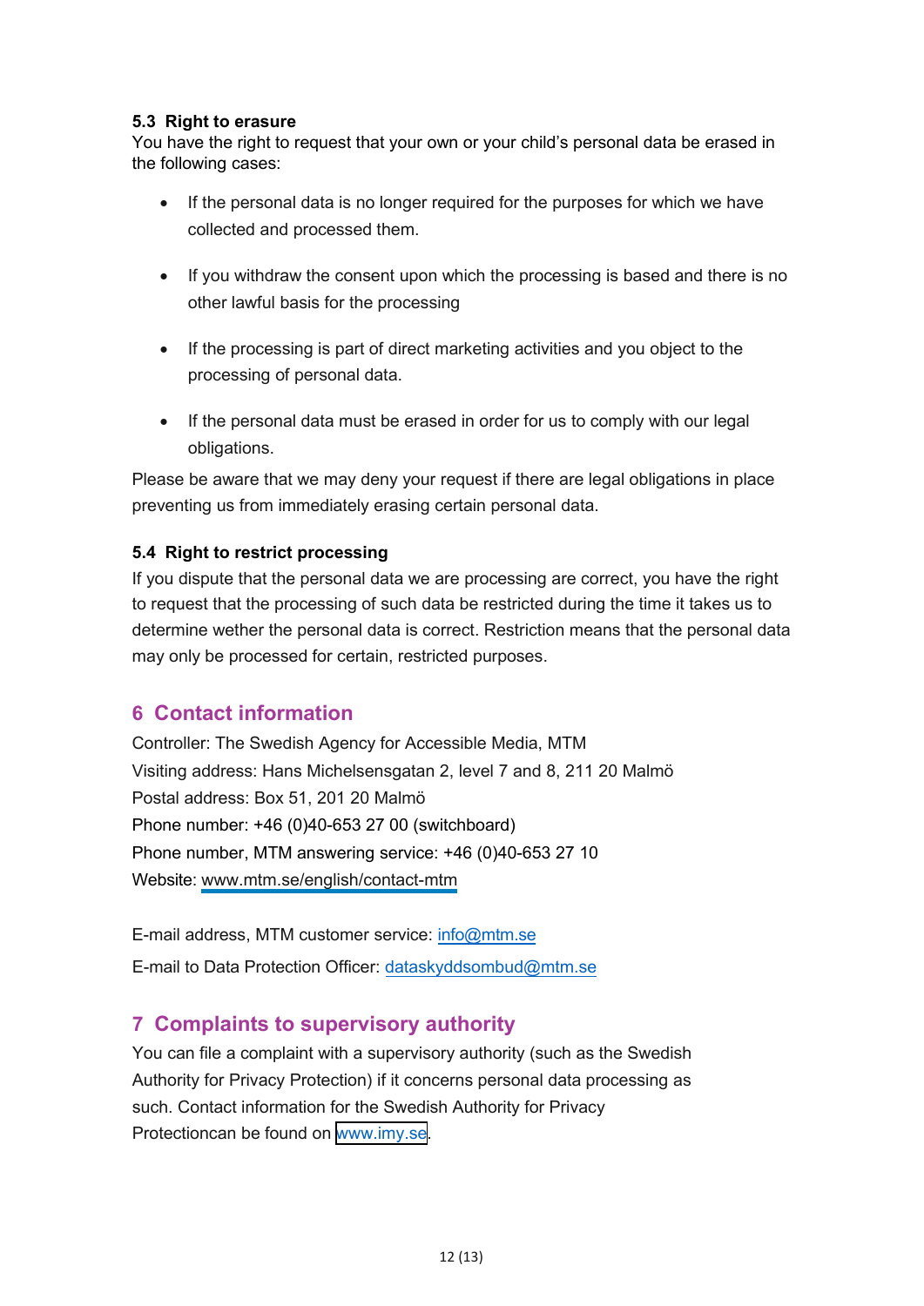### 5.3 Right to erasure

You have the right to request that your own or your child's personal data be erased in the following cases:

- If the personal data is no longer required for the purposes for which we have collected and processed them.
- If you withdraw the consent upon which the processing is based and there is no other lawful basis for the processing
- If the processing is part of direct marketing activities and you object to the processing of personal data.
- If the personal data must be erased in order for us to comply with our legal obligations.

Please be aware that we may deny your request if there are legal obligations in place preventing us from immediately erasing certain personal data.

### 5.4 Right to restrict processing

If you dispute that the personal data we are processing are correct, you have the right to request that the processing of such data be restricted during the time it takes us to determine wether the personal data is correct. Restriction means that the personal data may only be processed for certain, restricted purposes.

## 6 Contact information

Controller: The Swedish Agency for Accessible Media, MTM
Visiting address: Hans Michelsensgatan 2, level 7 and 8, 211 20 Malmö
Postal address: Box 51, 201 20 Malmö
Phone number: +46 (0)40-653 27 00 (switchboard)
Phone number, MTM answering service: +46 (0)40-653 27 10
Website: www.mtm.se/english/contact-mtm

E-mail address, MTM customer service: info@mtm.se

E-mail to Data Protection Officer: dataskyddsombud@mtm.se

## 7 Complaints to supervisory authority

You can file a complaint with a supervisory authority (such as the Swedish Authority for Privacy Protection) if it concerns personal data processing as such. Contact information for the Swedish Authority for Privacy Protectioncan be found on www.imy.se.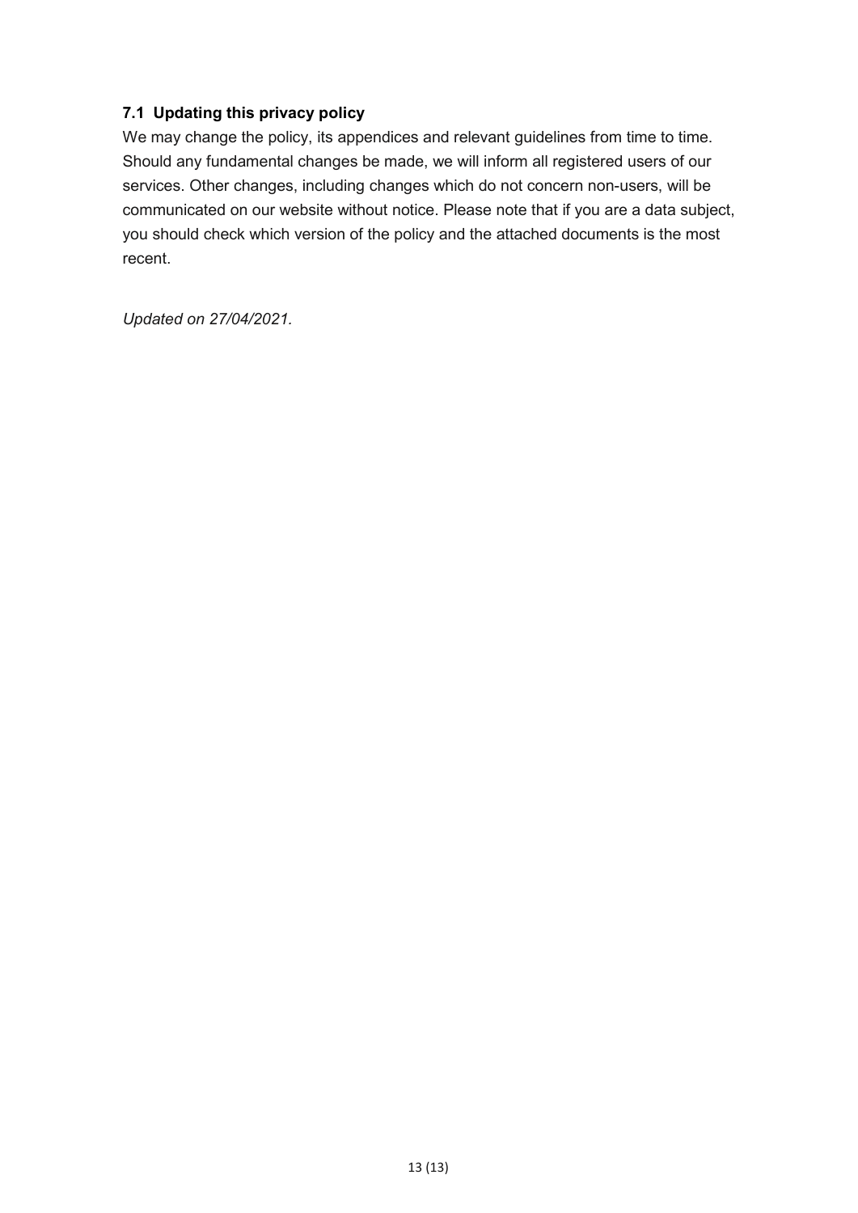### 7.1 Updating this privacy policy

We may change the policy, its appendices and relevant guidelines from time to time. Should any fundamental changes be made, we will inform all registered users of our services. Other changes, including changes which do not concern non-users, will be communicated on our website without notice. Please note that if you are a data subject, you should check which version of the policy and the attached documents is the most recent.

*Updated on 27/04/2021.*